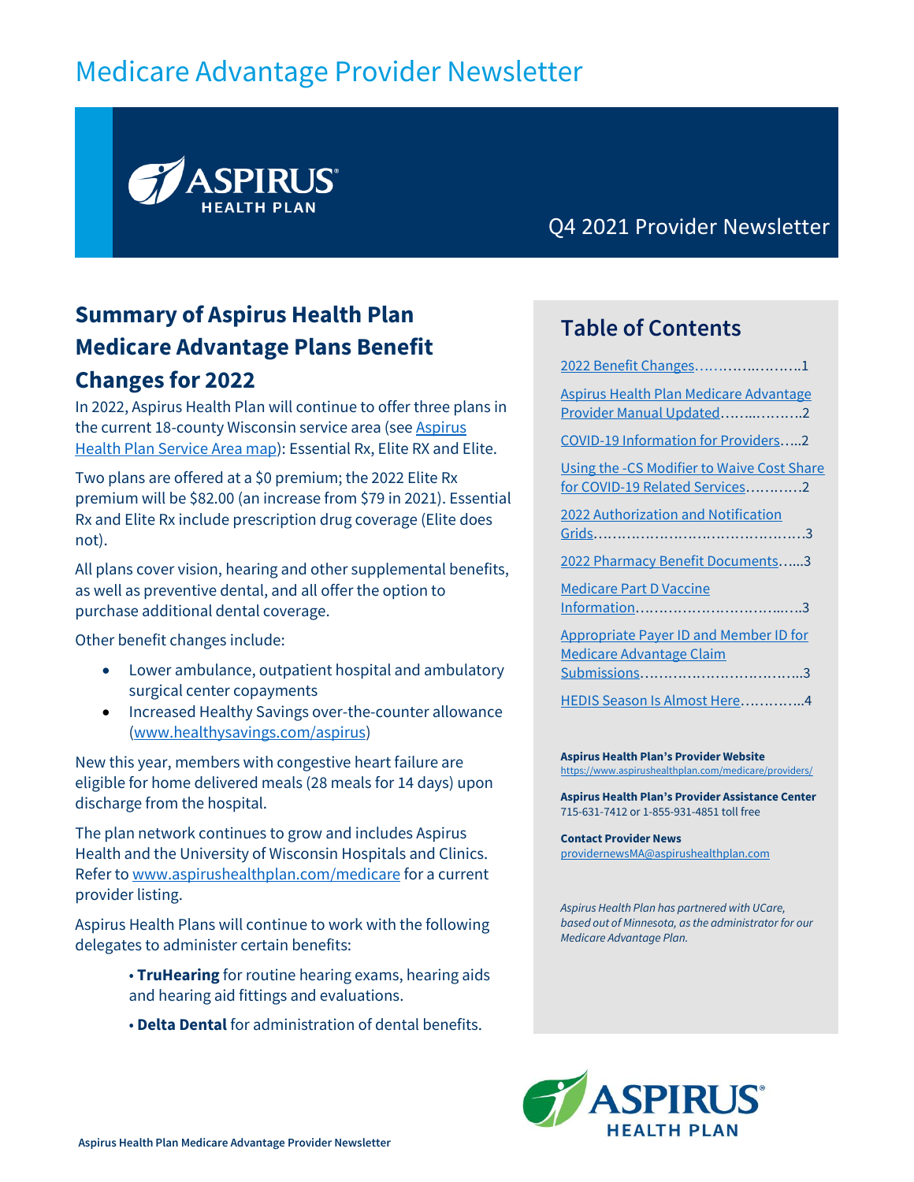# Medicare Advantage Provider Newsletter

ASPIRUS HEALTH PLAN

Q4 2021 Provider Newsletter

## Summary of Aspirus Health Plan Medicare Advantage Plans Benefit Changes for 2022

In 2022, Aspirus Health Plan will continue to offer three plans in the current 18-county Wisconsin service area (see Aspirus Health Plan Service Area map): Essential Rx, Elite RX and Elite.

Two plans are offered at a $0 premium; the 2022 Elite Rx premium will be $82.00 (an increase from $79 in 2021). Essential Rx and Elite Rx include prescription drug coverage (Elite does not).

All plans cover vision, hearing and other supplemental benefits, as well as preventive dental, and all offer the option to purchase additional dental coverage.

Other benefit changes include:

- Lower ambulance, outpatient hospital and ambulatory surgical center copayments
- Increased Healthy Savings over-the-counter allowance (www.healthysavings.com/aspirus)

New this year, members with congestive heart failure are eligible for home delivered meals (28 meals for 14 days) upon discharge from the hospital.

The plan network continues to grow and includes Aspirus Health and the University of Wisconsin Hospitals and Clinics. Refer to www.aspirushealthplan.com/medicare for a current provider listing.

Aspirus Health Plans will continue to work with the following delegates to administer certain benefits:

- **TruHearing** for routine hearing exams, hearing aids and hearing aid fittings and evaluations.
- **Delta Dental** for administration of dental benefits.

## Table of Contents

- 2022 Benefit Changes……………………1
- Aspirus Health Plan Medicare Advantage Provider Manual Updated………………2
- COVID-19 Information for Providers…..2
- Using the -CS Modifier to Waive Cost Share for COVID-19 Related Services…………2
- 2022 Authorization and Notification Grids…………………………………………3
- 2022 Pharmacy Benefit Documents…...3
- Medicare Part D Vaccine Information…………………………………3
- Appropriate Payer ID and Member ID for Medicare Advantage Claim Submissions………………………………3
- HEDIS Season Is Almost Here…………..4

**Aspirus Health Plan's Provider Website**
https://www.aspirushealthplan.com/medicare/providers/

**Aspirus Health Plan's Provider Assistance Center**
715-631-7412 or 1-855-931-4851 toll free

**Contact Provider News**
providernewsMA@aspirushealthplan.com

*Aspirus Health Plan has partnered with UCare, based out of Minnesota, as the administrator for our Medicare Advantage Plan.*

ASPIRUS HEALTH PLAN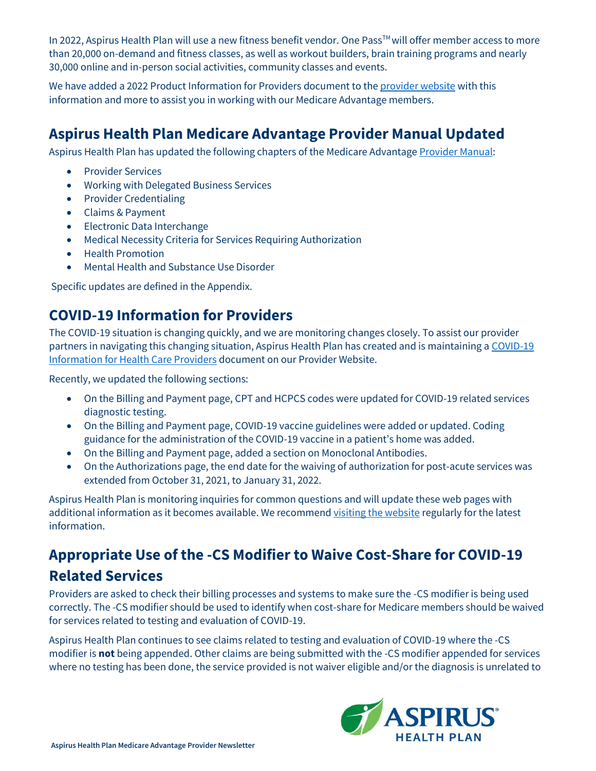In 2022, Aspirus Health Plan will use a new fitness benefit vendor. One Pass™ will offer member access to more than 20,000 on-demand and fitness classes, as well as workout builders, brain training programs and nearly 30,000 online and in-person social activities, community classes and events.

We have added a 2022 Product Information for Providers document to the provider website with this information and more to assist you in working with our Medicare Advantage members.

## Aspirus Health Plan Medicare Advantage Provider Manual Updated

Aspirus Health Plan has updated the following chapters of the Medicare Advantage Provider Manual:

- Provider Services
- Working with Delegated Business Services
- Provider Credentialing
- Claims & Payment
- Electronic Data Interchange
- Medical Necessity Criteria for Services Requiring Authorization
- Health Promotion
- Mental Health and Substance Use Disorder

Specific updates are defined in the Appendix.

## COVID-19 Information for Providers

The COVID-19 situation is changing quickly, and we are monitoring changes closely. To assist our provider partners in navigating this changing situation, Aspirus Health Plan has created and is maintaining a COVID-19 Information for Health Care Providers document on our Provider Website.

Recently, we updated the following sections:

- On the Billing and Payment page, CPT and HCPCS codes were updated for COVID-19 related services diagnostic testing.
- On the Billing and Payment page, COVID-19 vaccine guidelines were added or updated. Coding guidance for the administration of the COVID-19 vaccine in a patient's home was added.
- On the Billing and Payment page, added a section on Monoclonal Antibodies.
- On the Authorizations page, the end date for the waiving of authorization for post-acute services was extended from October 31, 2021, to January 31, 2022.

Aspirus Health Plan is monitoring inquiries for common questions and will update these web pages with additional information as it becomes available. We recommend visiting the website regularly for the latest information.

## Appropriate Use of the -CS Modifier to Waive Cost-Share for COVID-19 Related Services

Providers are asked to check their billing processes and systems to make sure the -CS modifier is being used correctly. The -CS modifier should be used to identify when cost-share for Medicare members should be waived for services related to testing and evaluation of COVID-19.

Aspirus Health Plan continues to see claims related to testing and evaluation of COVID-19 where the -CS modifier is **not** being appended. Other claims are being submitted with the -CS modifier appended for services where no testing has been done, the service provided is not waiver eligible and/or the diagnosis is unrelated to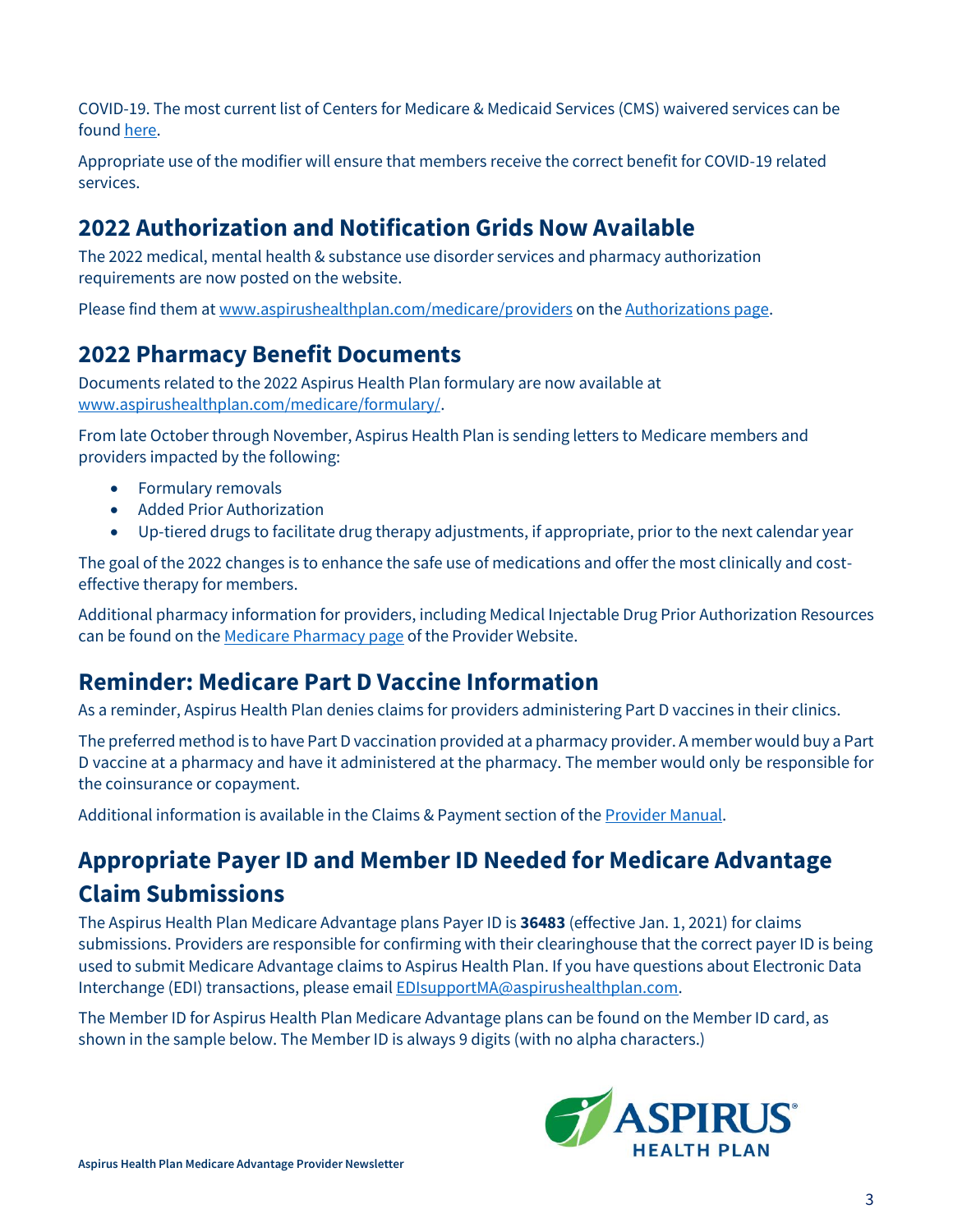COVID-19. The most current list of Centers for Medicare & Medicaid Services (CMS) waivered services can be found here.

Appropriate use of the modifier will ensure that members receive the correct benefit for COVID-19 related services.

## 2022 Authorization and Notification Grids Now Available

The 2022 medical, mental health & substance use disorder services and pharmacy authorization requirements are now posted on the website.

Please find them at www.aspirushealthplan.com/medicare/providers on the Authorizations page.

## 2022 Pharmacy Benefit Documents

Documents related to the 2022 Aspirus Health Plan formulary are now available at www.aspirushealthplan.com/medicare/formulary/.

From late October through November, Aspirus Health Plan is sending letters to Medicare members and providers impacted by the following:

- Formulary removals
- Added Prior Authorization
- Up-tiered drugs to facilitate drug therapy adjustments, if appropriate, prior to the next calendar year

The goal of the 2022 changes is to enhance the safe use of medications and offer the most clinically and cost-effective therapy for members.

Additional pharmacy information for providers, including Medical Injectable Drug Prior Authorization Resources can be found on the Medicare Pharmacy page of the Provider Website.

## Reminder: Medicare Part D Vaccine Information

As a reminder, Aspirus Health Plan denies claims for providers administering Part D vaccines in their clinics.

The preferred method is to have Part D vaccination provided at a pharmacy provider. A member would buy a Part D vaccine at a pharmacy and have it administered at the pharmacy. The member would only be responsible for the coinsurance or copayment.

Additional information is available in the Claims & Payment section of the Provider Manual.

## Appropriate Payer ID and Member ID Needed for Medicare Advantage Claim Submissions

The Aspirus Health Plan Medicare Advantage plans Payer ID is **36483** (effective Jan. 1, 2021) for claims submissions. Providers are responsible for confirming with their clearinghouse that the correct payer ID is being used to submit Medicare Advantage claims to Aspirus Health Plan. If you have questions about Electronic Data Interchange (EDI) transactions, please email EDIsupportMA@aspirushealthplan.com.

The Member ID for Aspirus Health Plan Medicare Advantage plans can be found on the Member ID card, as shown in the sample below. The Member ID is always 9 digits (with no alpha characters.)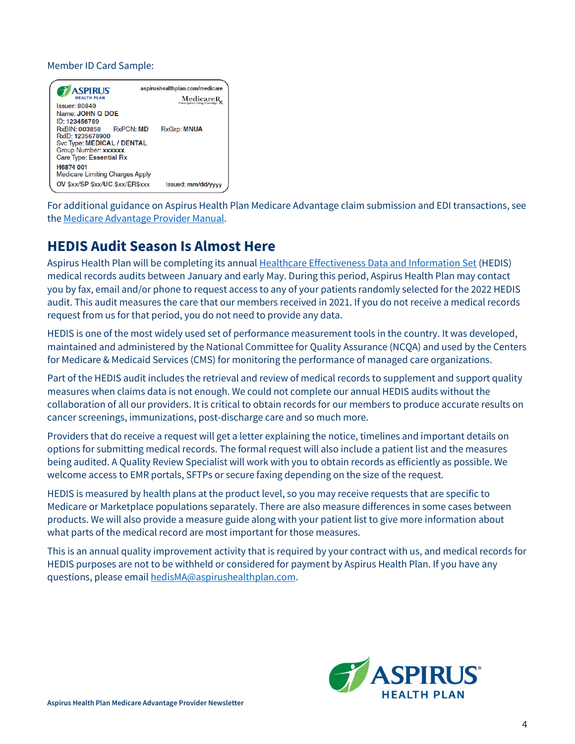Member ID Card Sample:

ASPIRUS HEALTH PLAN
aspirushealthplan.com/medicare
MedicareRx Prescription Drug Coverage

Issuer: 80840
Name: **JOHN Q DOE**
ID: 123456789
RxBIN: 003858 RxPCN: MD RxGrp: MNUA
RxID: 1235678900
Svc Type: MEDICAL / DENTAL
Group Number: xxxxxx
Care Type: Essential Rx
H6874 001
Medicare Limiting Charges Apply
OV $xx/SP $xx/UC $xx/ER$xxx Issued: mm/dd/yyyy

For additional guidance on Aspirus Health Plan Medicare Advantage claim submission and EDI transactions, see the Medicare Advantage Provider Manual.

## HEDIS Audit Season Is Almost Here

Aspirus Health Plan will be completing its annual Healthcare Effectiveness Data and Information Set (HEDIS) medical records audits between January and early May. During this period, Aspirus Health Plan may contact you by fax, email and/or phone to request access to any of your patients randomly selected for the 2022 HEDIS audit. This audit measures the care that our members received in 2021. If you do not receive a medical records request from us for that period, you do not need to provide any data.

HEDIS is one of the most widely used set of performance measurement tools in the country. It was developed, maintained and administered by the National Committee for Quality Assurance (NCQA) and used by the Centers for Medicare & Medicaid Services (CMS) for monitoring the performance of managed care organizations.

Part of the HEDIS audit includes the retrieval and review of medical records to supplement and support quality measures when claims data is not enough. We could not complete our annual HEDIS audits without the collaboration of all our providers. It is critical to obtain records for our members to produce accurate results on cancer screenings, immunizations, post-discharge care and so much more.

Providers that do receive a request will get a letter explaining the notice, timelines and important details on options for submitting medical records. The formal request will also include a patient list and the measures being audited. A Quality Review Specialist will work with you to obtain records as efficiently as possible. We welcome access to EMR portals, SFTPs or secure faxing depending on the size of the request.

HEDIS is measured by health plans at the product level, so you may receive requests that are specific to Medicare or Marketplace populations separately. There are also measure differences in some cases between products. We will also provide a measure guide along with your patient list to give more information about what parts of the medical record are most important for those measures.

This is an annual quality improvement activity that is required by your contract with us, and medical records for HEDIS purposes are not to be withheld or considered for payment by Aspirus Health Plan. If you have any questions, please email hedisMA@aspirushealthplan.com.